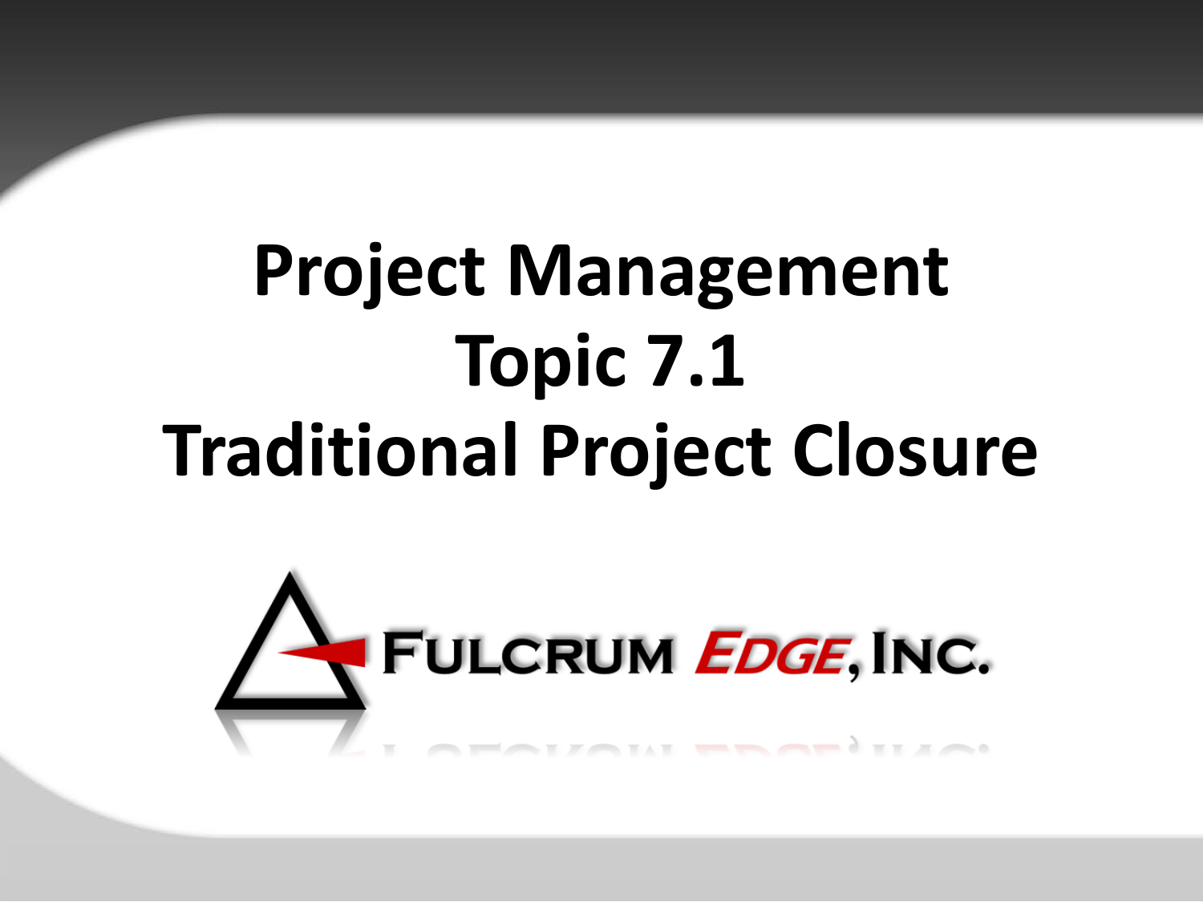# Project Management
# Topic 7.1
# Traditional Project Closure

FULCRUM EDGE, INC.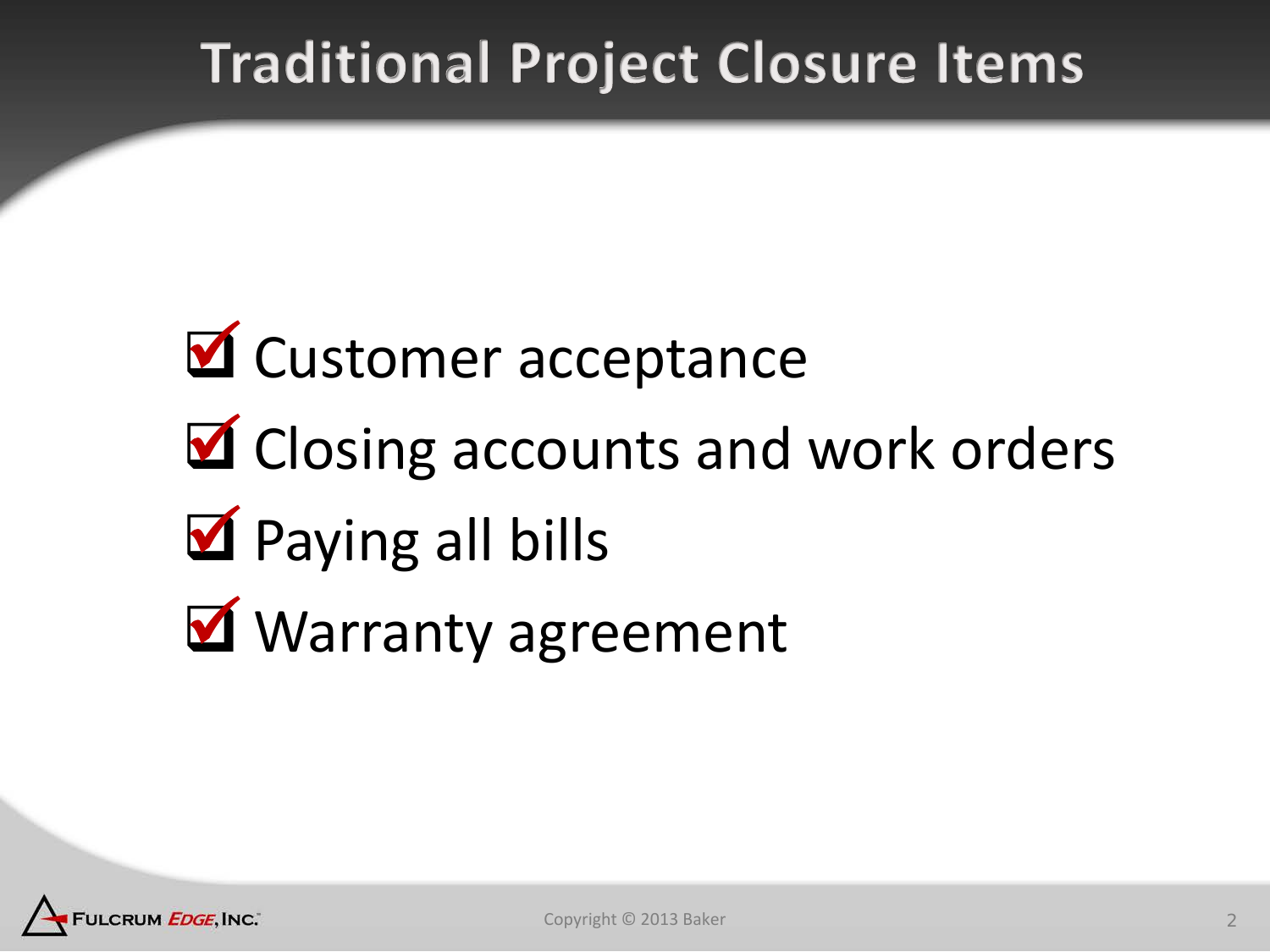# Traditional Project Closure Items

- ☑ Customer acceptance
- ☑ Closing accounts and work orders
- ☑ Paying all bills
- ☑ Warranty agreement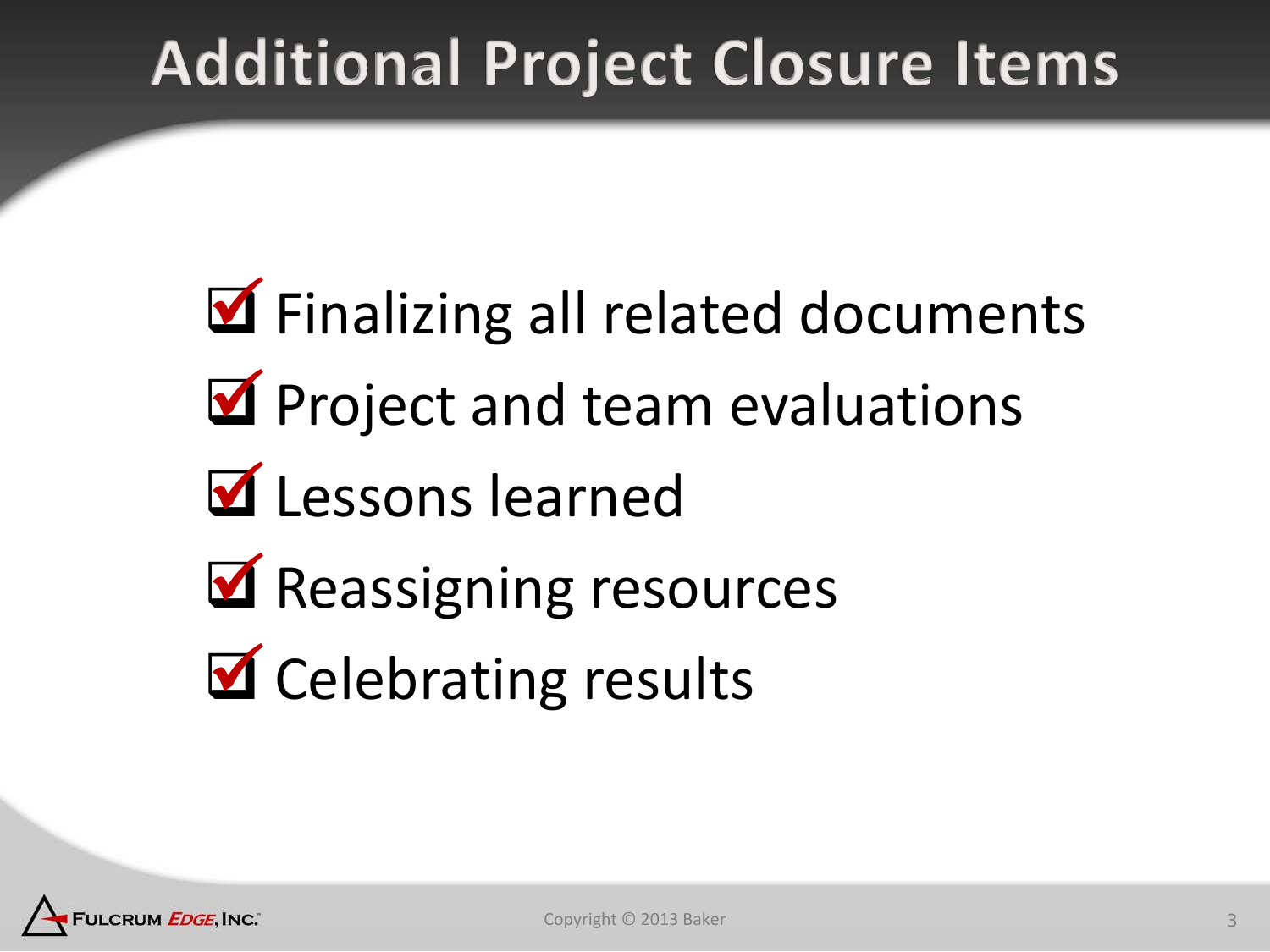# Additional Project Closure Items

- ☑ Finalizing all related documents
- ☑ Project and team evaluations
- ☑ Lessons learned
- ☑ Reassigning resources
- ☑ Celebrating results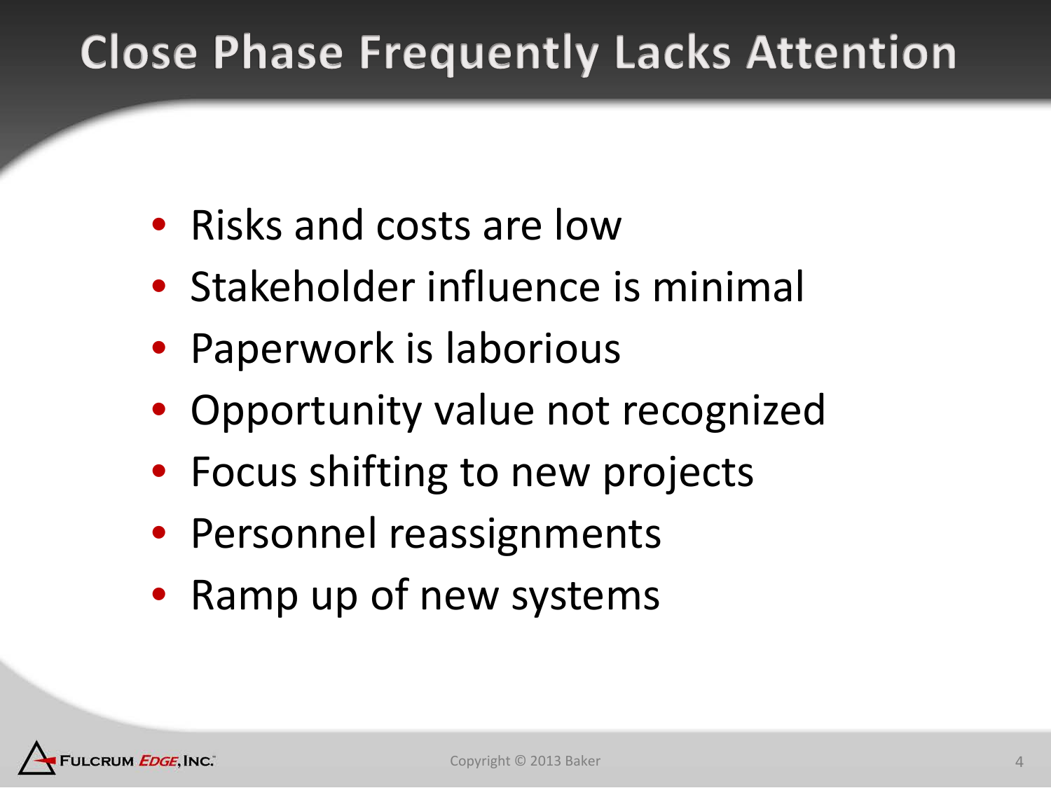# Close Phase Frequently Lacks Attention

- Risks and costs are low
- Stakeholder influence is minimal
- Paperwork is laborious
- Opportunity value not recognized
- Focus shifting to new projects
- Personnel reassignments
- Ramp up of new systems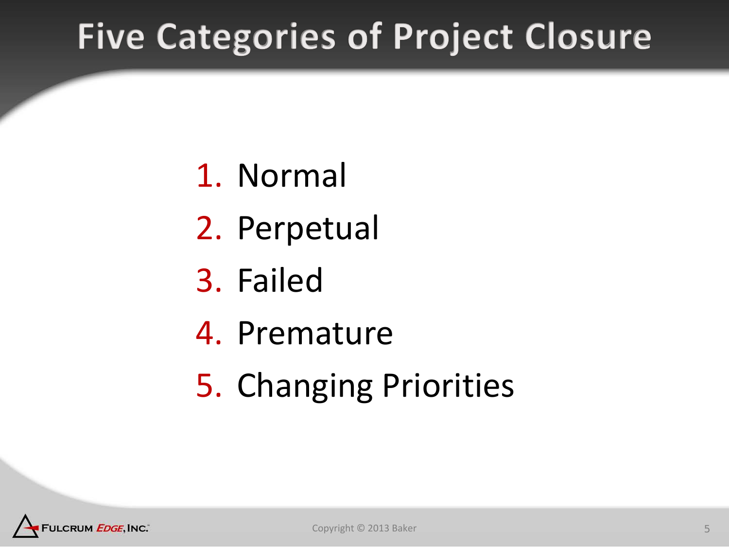# Five Categories of Project Closure

1. Normal
2. Perpetual
3. Failed
4. Premature
5. Changing Priorities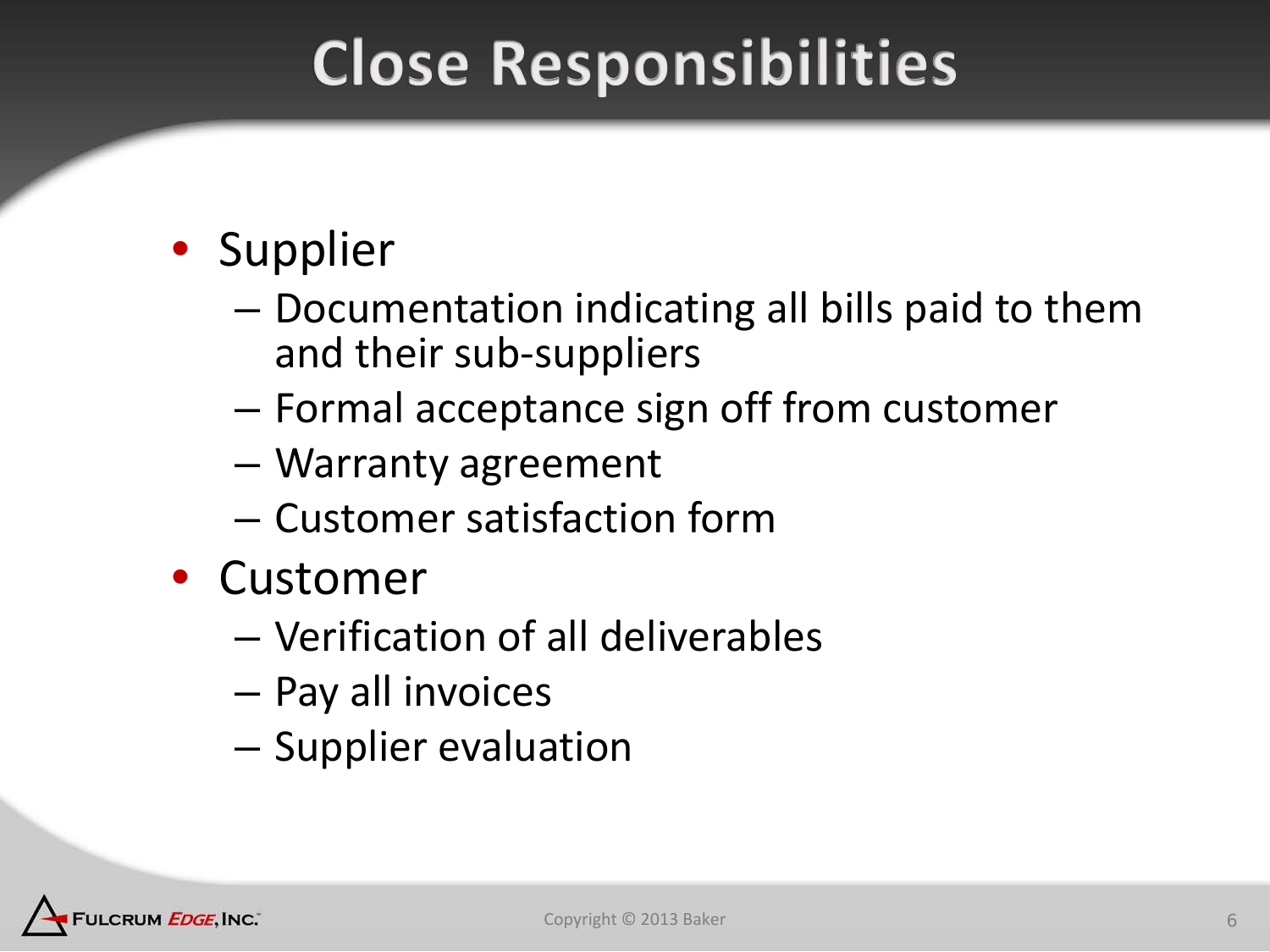# Close Responsibilities

- Supplier
  - Documentation indicating all bills paid to them and their sub-suppliers
  - Formal acceptance sign off from customer
  - Warranty agreement
  - Customer satisfaction form
- Customer
  - Verification of all deliverables
  - Pay all invoices
  - Supplier evaluation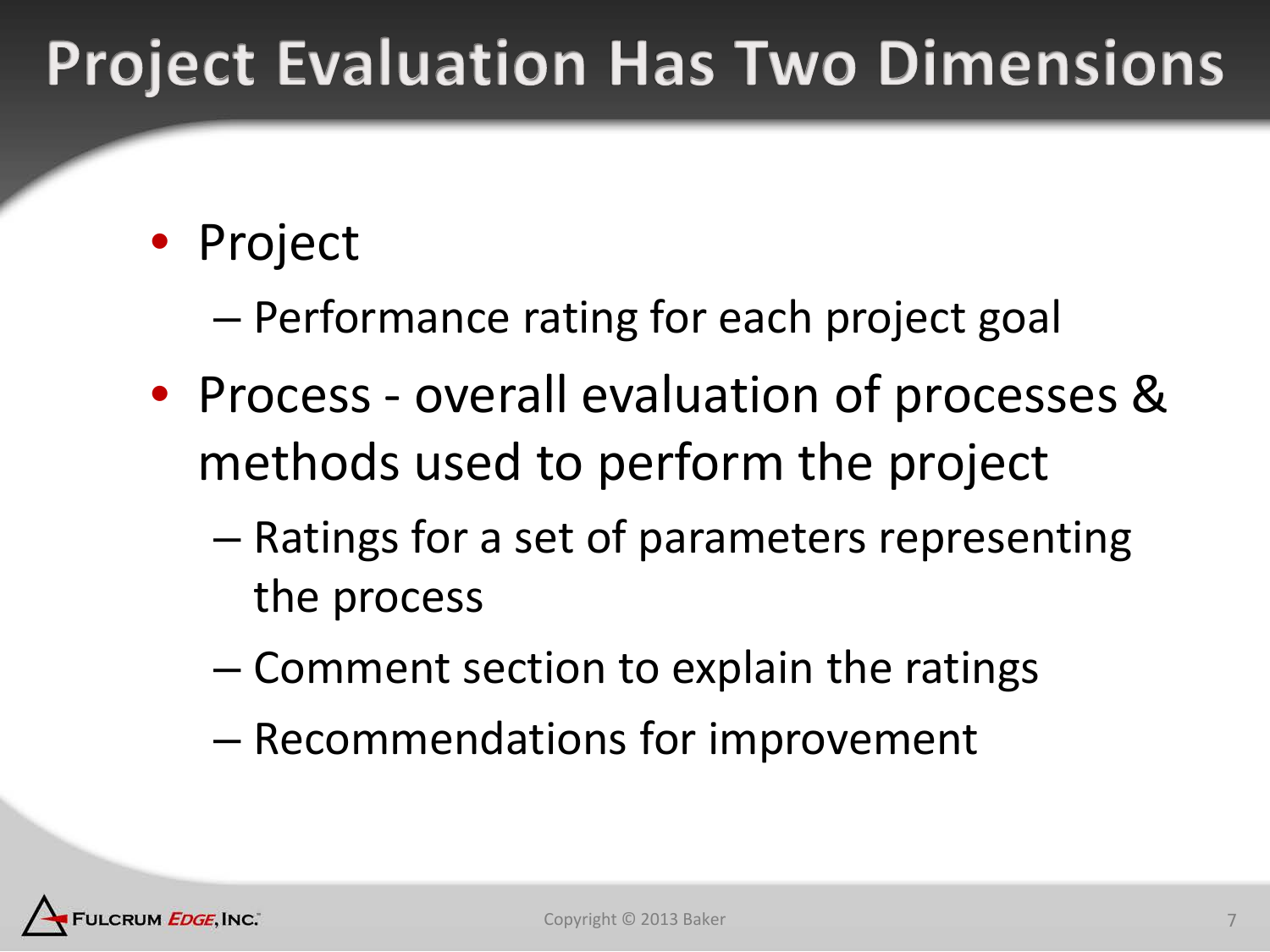# Project Evaluation Has Two Dimensions

- Project
  - Performance rating for each project goal
- Process - overall evaluation of processes & methods used to perform the project
  - Ratings for a set of parameters representing the process
  - Comment section to explain the ratings
  - Recommendations for improvement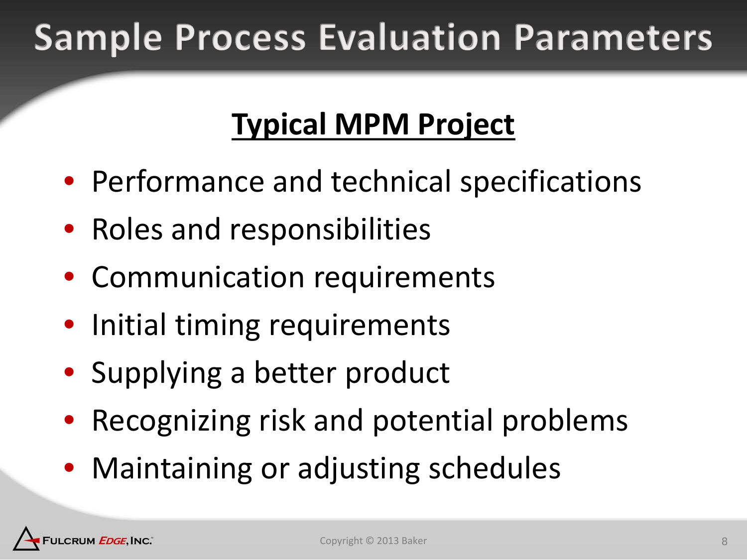# Sample Process Evaluation Parameters

## **Typical MPM Project**

- Performance and technical specifications
- Roles and responsibilities
- Communication requirements
- Initial timing requirements
- Supplying a better product
- Recognizing risk and potential problems
- Maintaining or adjusting schedules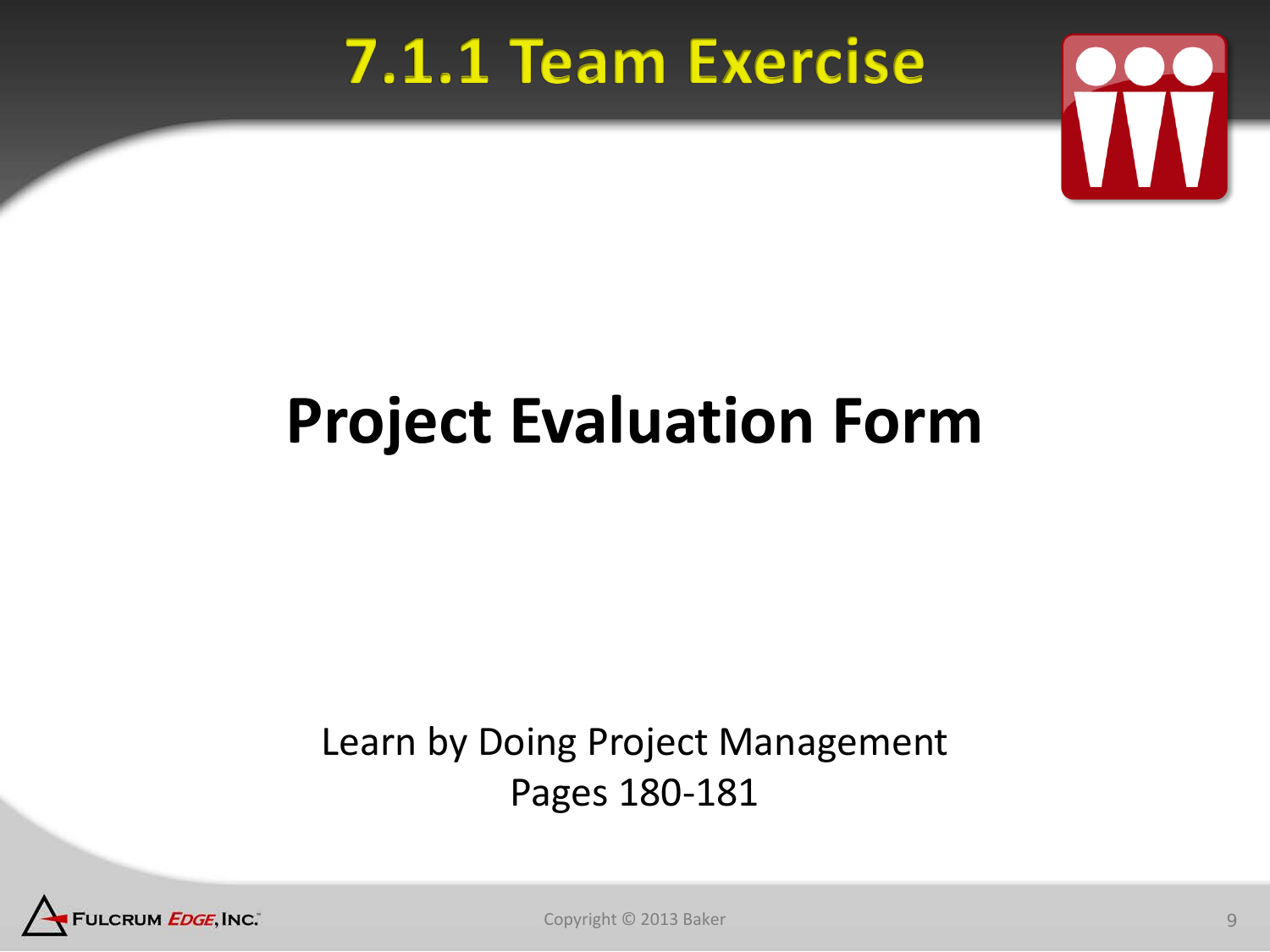# 7.1.1 Team Exercise

## Project Evaluation Form

Learn by Doing Project Management
Pages 180-181